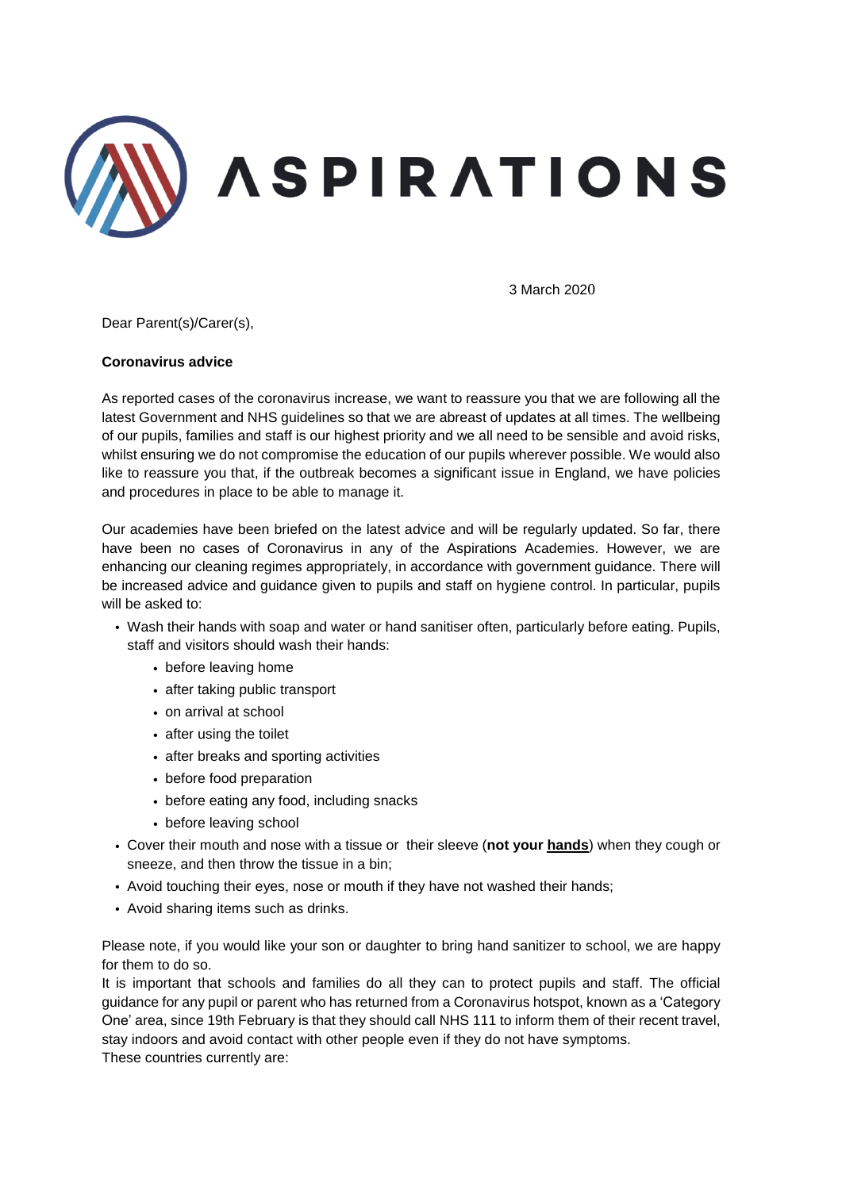ASPIRATIONS

3 March 2020

Dear Parent(s)/Carer(s),

**Coronavirus advice**

As reported cases of the coronavirus increase, we want to reassure you that we are following all the latest Government and NHS guidelines so that we are abreast of updates at all times. The wellbeing of our pupils, families and staff is our highest priority and we all need to be sensible and avoid risks, whilst ensuring we do not compromise the education of our pupils wherever possible. We would also like to reassure you that, if the outbreak becomes a significant issue in England, we have policies and procedures in place to be able to manage it.

Our academies have been briefed on the latest advice and will be regularly updated. So far, there have been no cases of Coronavirus in any of the Aspirations Academies. However, we are enhancing our cleaning regimes appropriately, in accordance with government guidance. There will be increased advice and guidance given to pupils and staff on hygiene control. In particular, pupils will be asked to:

- Wash their hands with soap and water or hand sanitiser often, particularly before eating. Pupils, staff and visitors should wash their hands:
  - before leaving home
  - after taking public transport
  - on arrival at school
  - after using the toilet
  - after breaks and sporting activities
  - before food preparation
  - before eating any food, including snacks
  - before leaving school
- Cover their mouth and nose with a tissue or their sleeve (**not your <u>hands</u>**) when they cough or sneeze, and then throw the tissue in a bin;
- Avoid touching their eyes, nose or mouth if they have not washed their hands;
- Avoid sharing items such as drinks.

Please note, if you would like your son or daughter to bring hand sanitizer to school, we are happy for them to do so.

It is important that schools and families do all they can to protect pupils and staff. The official guidance for any pupil or parent who has returned from a Coronavirus hotspot, known as a 'Category One' area, since 19th February is that they should call NHS 111 to inform them of their recent travel, stay indoors and avoid contact with other people even if they do not have symptoms.

These countries currently are: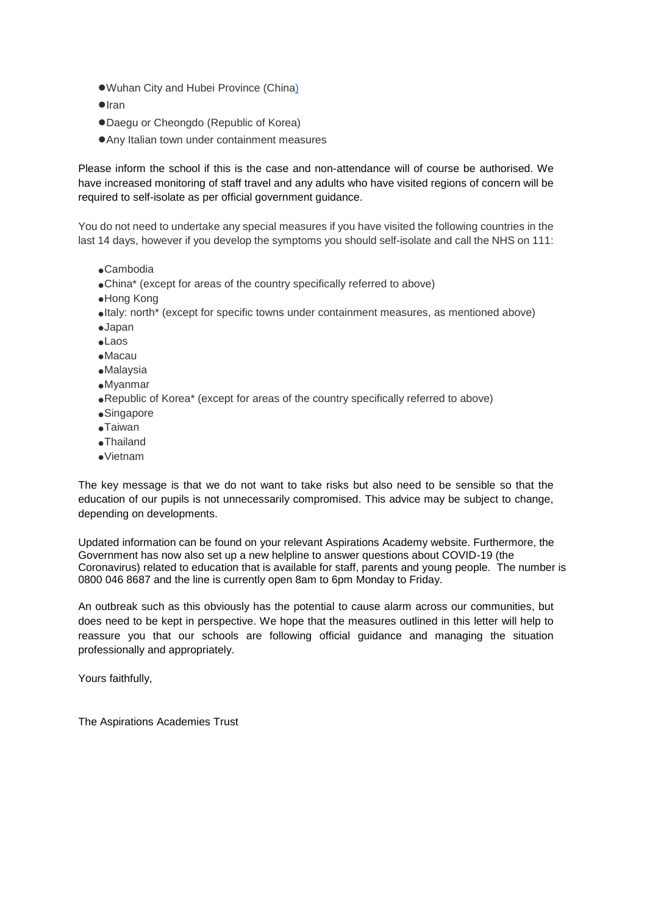- Wuhan City and Hubei Province (China)
- Iran
- Daegu or Cheongdo (Republic of Korea)
- Any Italian town under containment measures

Please inform the school if this is the case and non-attendance will of course be authorised. We have increased monitoring of staff travel and any adults who have visited regions of concern will be required to self-isolate as per official government guidance.

You do not need to undertake any special measures if you have visited the following countries in the last 14 days, however if you develop the symptoms you should self-isolate and call the NHS on 111:

- Cambodia
- China* (except for areas of the country specifically referred to above)
- Hong Kong
- Italy: north* (except for specific towns under containment measures, as mentioned above)
- Japan
- Laos
- Macau
- Malaysia
- Myanmar
- Republic of Korea* (except for areas of the country specifically referred to above)
- Singapore
- Taiwan
- Thailand
- Vietnam

The key message is that we do not want to take risks but also need to be sensible so that the education of our pupils is not unnecessarily compromised. This advice may be subject to change, depending on developments.

Updated information can be found on your relevant Aspirations Academy website. Furthermore, the Government has now also set up a new helpline to answer questions about COVID-19 (the Coronavirus) related to education that is available for staff, parents and young people. The number is 0800 046 8687 and the line is currently open 8am to 6pm Monday to Friday.

An outbreak such as this obviously has the potential to cause alarm across our communities, but does need to be kept in perspective. We hope that the measures outlined in this letter will help to reassure you that our schools are following official guidance and managing the situation professionally and appropriately.

Yours faithfully,

The Aspirations Academies Trust